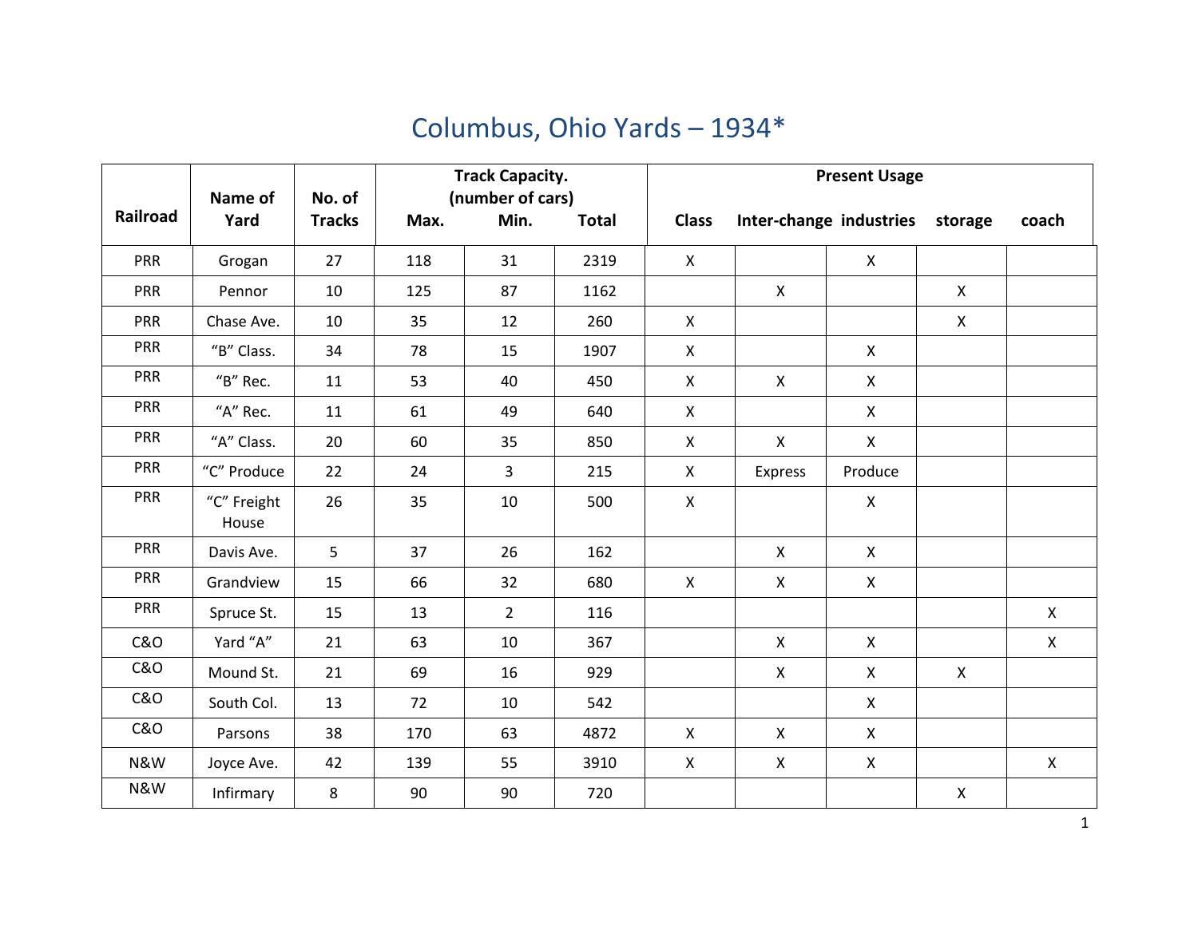# Columbus, Ohio Yards – 1934*

| Railroad | Name of Yard | No. of Tracks | Track Capacity. (number of cars) | | | Present Usage | | | | |
|---|---|---|---|---|---|---|---|---|---|---|
| | | | Max. | Min. | Total | Class | Inter-change | industries | storage | coach |
| PRR | Grogan | 27 | 118 | 31 | 2319 | X | | X | | |
| PRR | Pennor | 10 | 125 | 87 | 1162 | | X | | X | |
| PRR | Chase Ave. | 10 | 35 | 12 | 260 | X | | | X | |
| PRR | "B" Class. | 34 | 78 | 15 | 1907 | X | | X | | |
| PRR | "B" Rec. | 11 | 53 | 40 | 450 | X | X | X | | |
| PRR | "A" Rec. | 11 | 61 | 49 | 640 | X | | X | | |
| PRR | "A" Class. | 20 | 60 | 35 | 850 | X | X | X | | |
| PRR | "C" Produce | 22 | 24 | 3 | 215 | X | Express | Produce | | |
| PRR | "C" Freight House | 26 | 35 | 10 | 500 | X | | X | | |
| PRR | Davis Ave. | 5 | 37 | 26 | 162 | | X | X | | |
| PRR | Grandview | 15 | 66 | 32 | 680 | X | X | X | | |
| PRR | Spruce St. | 15 | 13 | 2 | 116 | | | | | X |
| C&O | Yard "A" | 21 | 63 | 10 | 367 | | X | X | | X |
| C&O | Mound St. | 21 | 69 | 16 | 929 | | X | X | X | |
| C&O | South Col. | 13 | 72 | 10 | 542 | | | X | | |
| C&O | Parsons | 38 | 170 | 63 | 4872 | X | X | X | | |
| N&W | Joyce Ave. | 42 | 139 | 55 | 3910 | X | X | X | | X |
| N&W | Infirmary | 8 | 90 | 90 | 720 | | | | X | |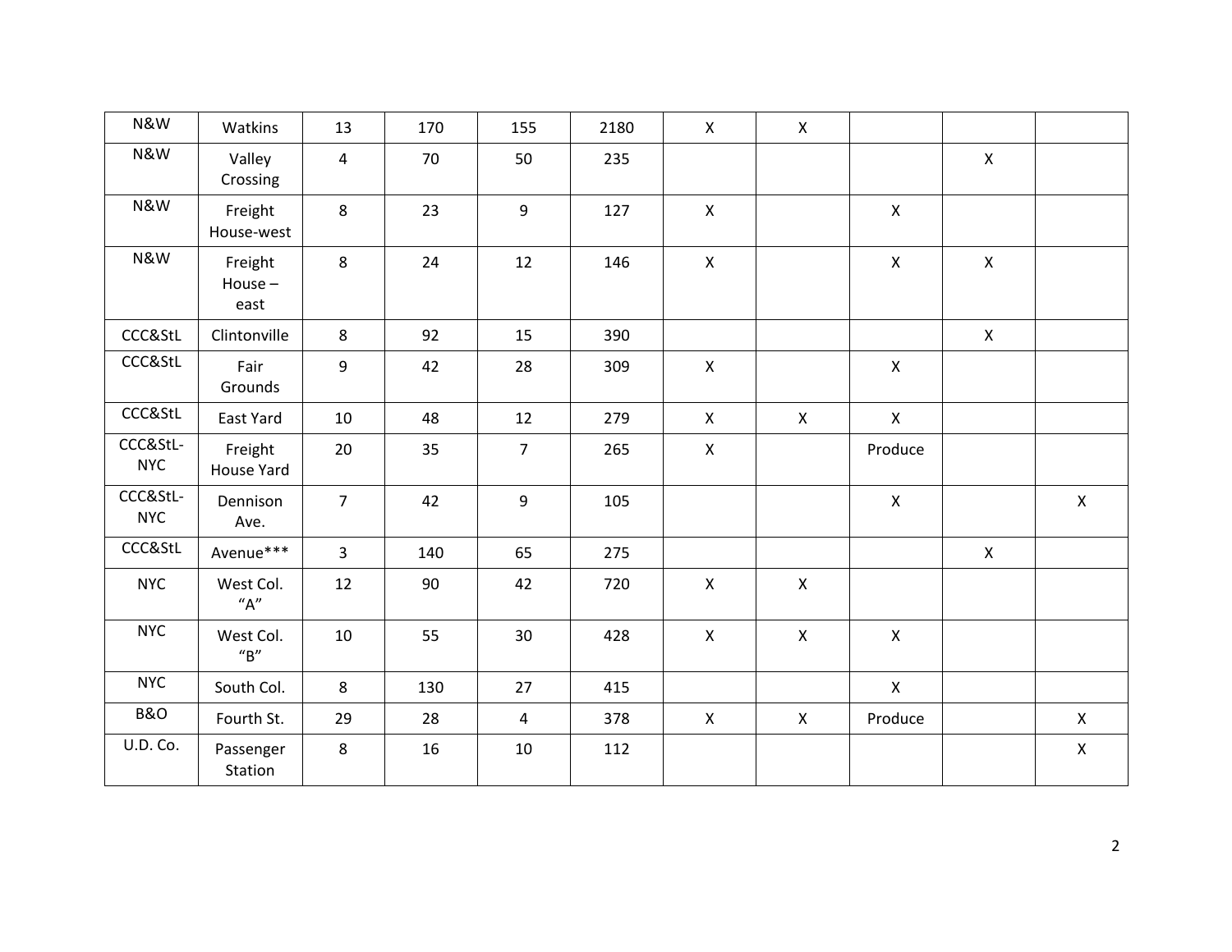| | | | | | | | | | | |
|---|---|---|---|---|---|---|---|---|---|---|
| N&W | Watkins | 13 | 170 | 155 | 2180 | X | X | | | |
| N&W | Valley Crossing | 4 | 70 | 50 | 235 | | | | X | |
| N&W | Freight House-west | 8 | 23 | 9 | 127 | X | | X | | |
| N&W | Freight House – east | 8 | 24 | 12 | 146 | X | | X | X | |
| CCC&StL | Clintonville | 8 | 92 | 15 | 390 | | | | X | |
| CCC&StL | Fair Grounds | 9 | 42 | 28 | 309 | X | | X | | |
| CCC&StL | East Yard | 10 | 48 | 12 | 279 | X | X | X | | |
| CCC&StL-NYC | Freight House Yard | 20 | 35 | 7 | 265 | X | | Produce | | |
| CCC&StL-NYC | Dennison Ave. | 7 | 42 | 9 | 105 | | | X | | X |
| CCC&StL | Avenue*** | 3 | 140 | 65 | 275 | | | | X | |
| NYC | West Col. "A" | 12 | 90 | 42 | 720 | X | X | | | |
| NYC | West Col. "B" | 10 | 55 | 30 | 428 | X | X | X | | |
| NYC | South Col. | 8 | 130 | 27 | 415 | | | X | | |
| B&O | Fourth St. | 29 | 28 | 4 | 378 | X | X | Produce | | X |
| U.D. Co. | Passenger Station | 8 | 16 | 10 | 112 | | | | | X |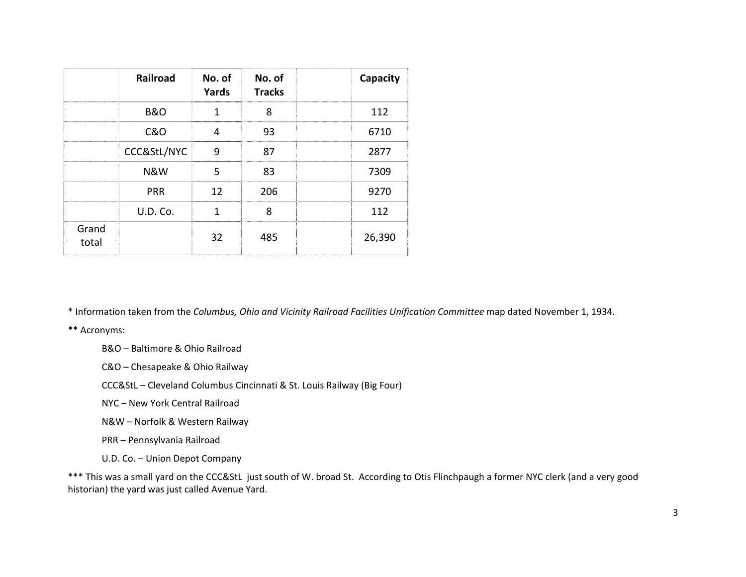| | Railroad | No. of Yards | No. of Tracks | | Capacity |
|---|---|---|---|---|---|
| | B&O | 1 | 8 | | 112 |
| | C&O | 4 | 93 | | 6710 |
| | CCC&StL/NYC | 9 | 87 | | 2877 |
| | N&W | 5 | 83 | | 7309 |
| | PRR | 12 | 206 | | 9270 |
| | U.D. Co. | 1 | 8 | | 112 |
| Grand total | | 32 | 485 | | 26,390 |

* Information taken from the *Columbus, Ohio and Vicinity Railroad Facilities Unification Committee* map dated November 1, 1934.

** Acronyms:

B&O – Baltimore & Ohio Railroad

C&O – Chesapeake & Ohio Railway

CCC&StL – Cleveland Columbus Cincinnati & St. Louis Railway (Big Four)

NYC – New York Central Railroad

N&W – Norfolk & Western Railway

PRR – Pennsylvania Railroad

U.D. Co. – Union Depot Company

*** This was a small yard on the CCC&StL just south of W. broad St. According to Otis Flinchpaugh a former NYC clerk (and a very good historian) the yard was just called Avenue Yard.